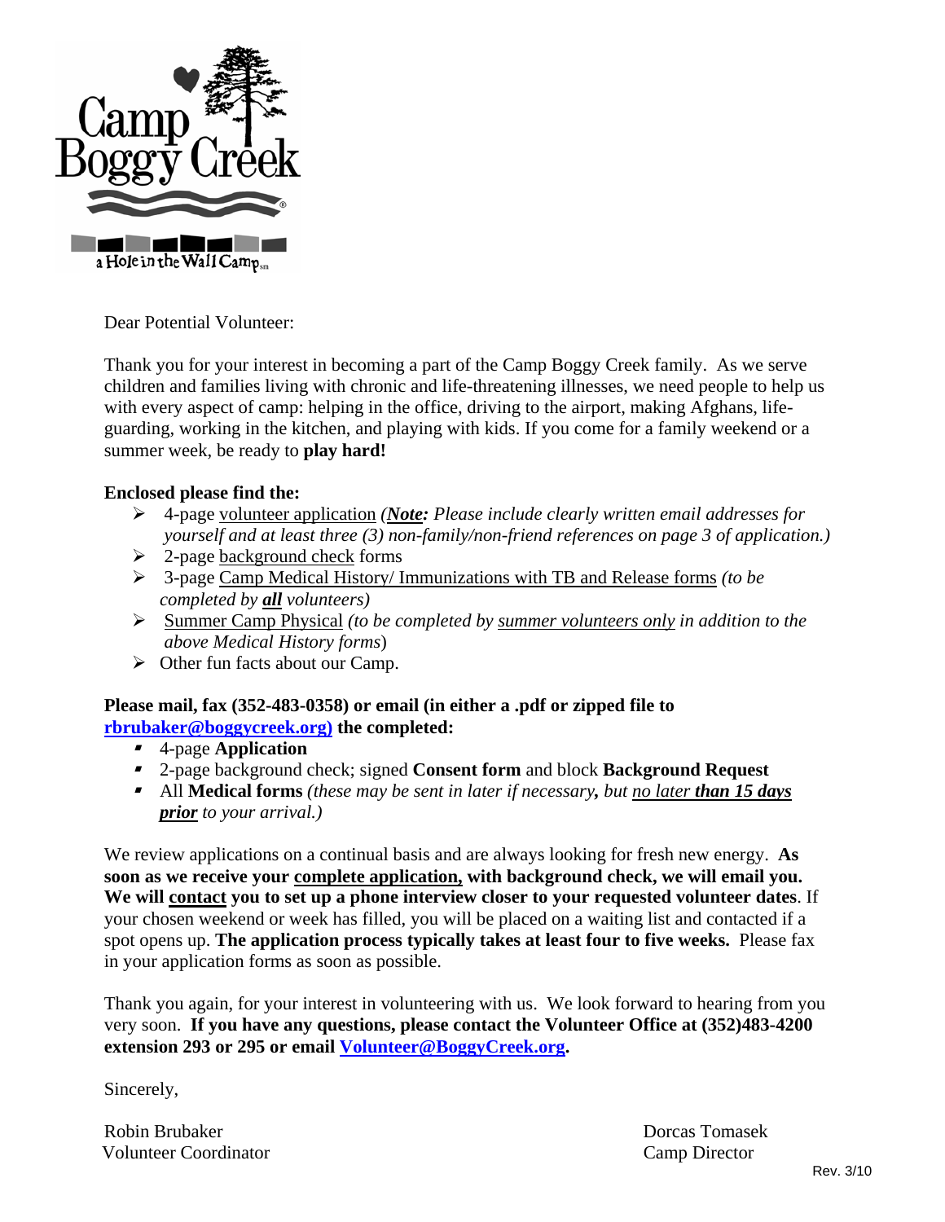Camp Boggy Creek

a Hole in the Wall Camp

Dear Potential Volunteer:

Thank you for your interest in becoming a part of the Camp Boggy Creek family. As we serve children and families living with chronic and life-threatening illnesses, we need people to help us with every aspect of camp: helping in the office, driving to the airport, making Afghans, life-guarding, working in the kitchen, and playing with kids. If you come for a family weekend or a summer week, be ready to **play hard!**

**Enclosed please find the:**

- 4-page volunteer application *(**Note:** Please include clearly written email addresses for yourself and at least three (3) non-family/non-friend references on page 3 of application.)*
- 2-page background check forms
- 3-page Camp Medical History/ Immunizations with TB and Release forms *(to be completed by **all** volunteers)*
- Summer Camp Physical *(to be completed by summer volunteers only in addition to the above Medical History forms)*
- Other fun facts about our Camp.

**Please mail, fax (352-483-0358) or email (in either a .pdf or zipped file to rbrubaker@boggycreek.org) the completed:**

- 4-page **Application**
- 2-page background check; signed **Consent form** and block **Background Request**
- All **Medical forms** *(these may be sent in later if necessary, but no later **than 15 days prior** to your arrival.)*

We review applications on a continual basis and are always looking for fresh new energy. **As soon as we receive your complete application, with background check, we will email you. We will contact you to set up a phone interview closer to your requested volunteer dates**. If your chosen weekend or week has filled, you will be placed on a waiting list and contacted if a spot opens up. **The application process typically takes at least four to five weeks.** Please fax in your application forms as soon as possible.

Thank you again, for your interest in volunteering with us. We look forward to hearing from you very soon. **If you have any questions, please contact the Volunteer Office at (352)483-4200 extension 293 or 295 or email Volunteer@BoggyCreek.org.**

Sincerely,

Robin Brubaker
Volunteer Coordinator

Dorcas Tomasek
Camp Director

Rev. 3/10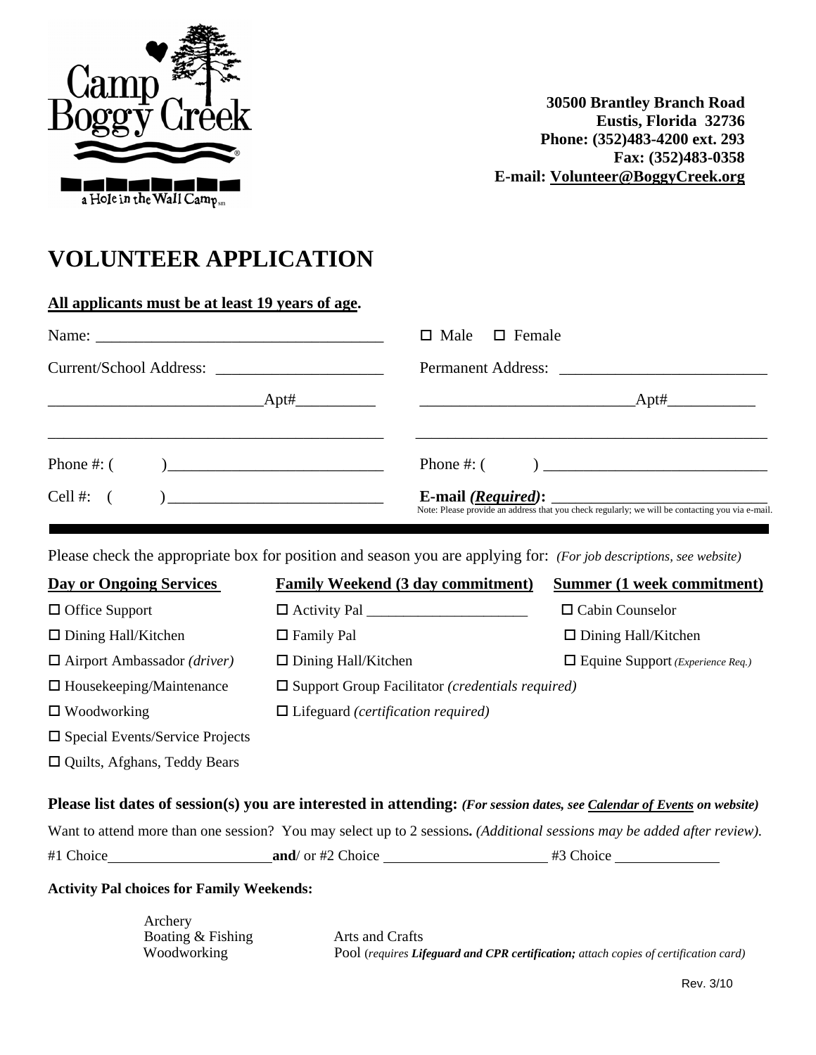Camp Boggy Creek
a Hole in the Wall Camp

**30500 Brantley Branch Road**
**Eustis, Florida 32736**
**Phone: (352)483-4200 ext. 293**
**Fax: (352)483-0358**
**E-mail: Volunteer@BoggyCreek.org**

# VOLUNTEER APPLICATION

**All applicants must be at least 19 years of age.**

Name: ___________________________________ ☐ Male ☐ Female

Current/School Address: _____________________ Permanent Address: __________________________

__________________________Apt#__________ __________________________Apt#___________

_________________________________________ _____________________________________________

Phone #: ( )__________________________ Phone #: ( ) ____________________________

Cell #: ( )__________________________ **E-mail *(Required)*:** ___________________________

Note: Please provide an address that you check regularly; we will be contacting you via e-mail.

Please check the appropriate box for position and season you are applying for: *(For job descriptions, see website)*

| **Day or Ongoing Services** | **Family Weekend (3 day commitment)** | **Summer (1 week commitment)** |
|---|---|---|
| ☐ Office Support | ☐ Activity Pal ______________________ | ☐ Cabin Counselor |
| ☐ Dining Hall/Kitchen | ☐ Family Pal | ☐ Dining Hall/Kitchen |
| ☐ Airport Ambassador *(driver)* | ☐ Dining Hall/Kitchen | ☐ Equine Support *(Experience Req.)* |
| ☐ Housekeeping/Maintenance | ☐ Support Group Facilitator *(credentials required)* | |
| ☐ Woodworking | ☐ Lifeguard *(certification required)* | |
| ☐ Special Events/Service Projects | | |
| ☐ Quilts, Afghans, Teddy Bears | | |

**Please list dates of session(s) you are interested in attending:** ***(For session dates, see Calendar of Events on website)***

Want to attend more than one session? You may select up to 2 sessions**.** *(Additional sessions may be added after review).*

#1 Choice______________________ **and**/ or #2 Choice ______________________ #3 Choice ______________

**Activity Pal choices for Family Weekends:**

Archery
Boating & Fishing
Woodworking
Arts and Crafts
Pool (*requires **Lifeguard and CPR certification;** attach copies of certification card)*

Rev. 3/10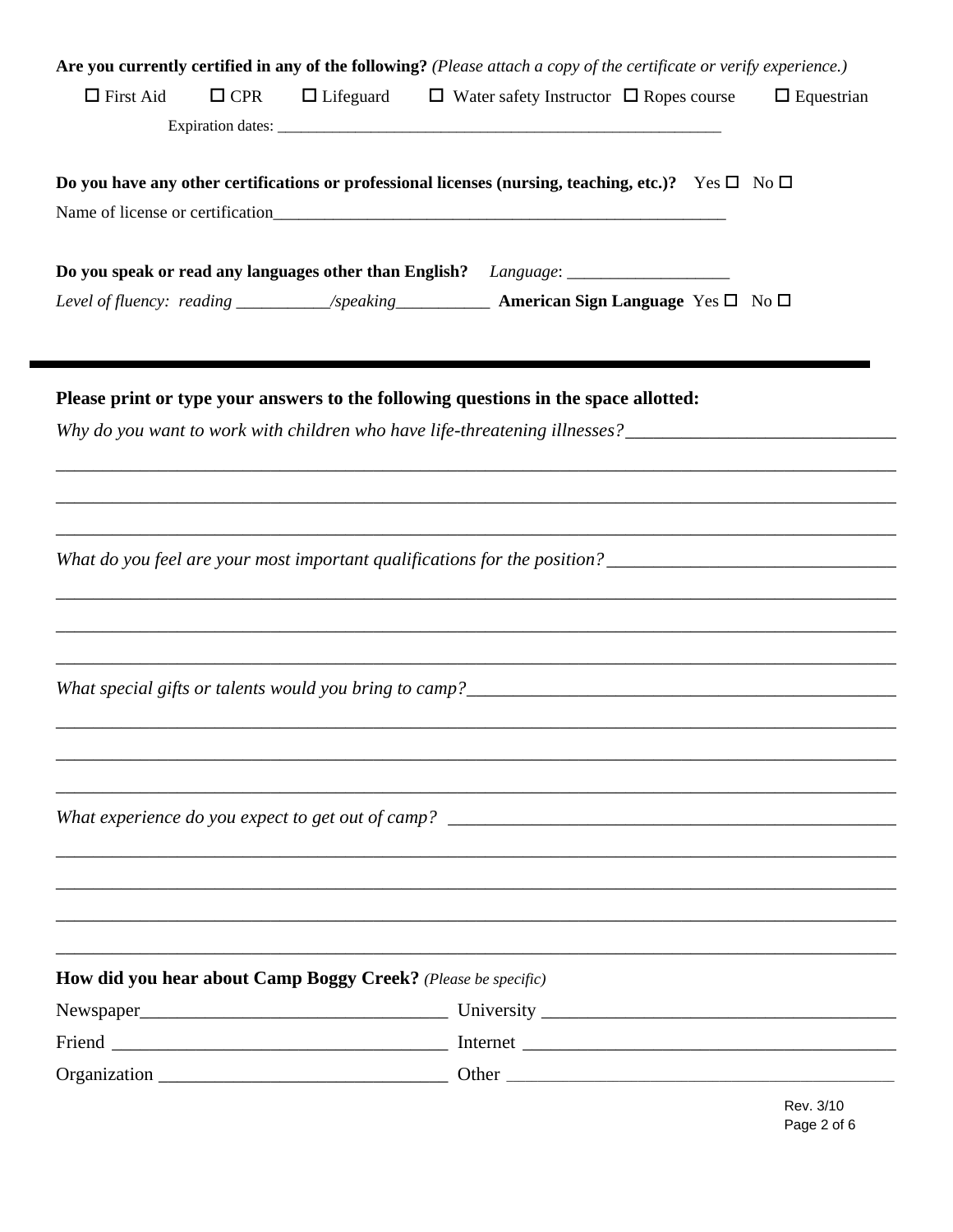**Are you currently certified in any of the following?** *(Please attach a copy of the certificate or verify experience.)*

☐ First Aid ☐ CPR ☐ Lifeguard ☐ Water safety Instructor ☐ Ropes course ☐ Equestrian

Expiration dates: ___________________________________________________________

**Do you have any other certifications or professional licenses (nursing, teaching, etc.)?** Yes ☐ No ☐

Name of license or certification________________________________________________________

**Do you speak or read any languages other than English?** *Language*: ___________________

*Level of fluency: reading ___________/speaking___________* **American Sign Language** Yes ☐ No ☐

---

**Please print or type your answers to the following questions in the space allotted:**

*Why do you want to work with children who have life-threatening illnesses?*_____________________________

_______________________________________________________________________________________

_______________________________________________________________________________________

_______________________________________________________________________________________

*What do you feel are your most important qualifications for the position?*_______________________________

_______________________________________________________________________________________

_______________________________________________________________________________________

_______________________________________________________________________________________

*What special gifts or talents would you bring to camp?*_______________________________________________

_______________________________________________________________________________________

_______________________________________________________________________________________

_______________________________________________________________________________________

*What experience do you expect to get out of camp?* _________________________________________________

_______________________________________________________________________________________

_______________________________________________________________________________________

_______________________________________________________________________________________

_______________________________________________________________________________________

**How did you hear about Camp Boggy Creek?** *(Please be specific)*

Newspaper_________________________________ University ______________________________________

Friend ____________________________________ Internet ________________________________________

Organization _______________________________ Other __________________________________________

Rev. 3/10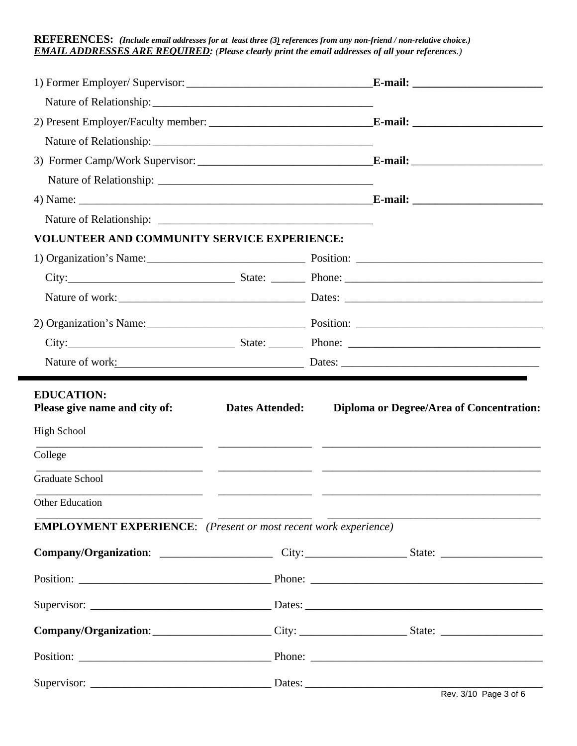**REFERENCES:** ***(Include email addresses for at least three (3) references from any non-friend / non-relative choice.)***
***EMAIL ADDRESSES ARE REQUIRED:*** ***(Please clearly print the email addresses of all your references.)***

1) Former Employer/ Supervisor: ________________________________ **E-mail: ______________________**

Nature of Relationship: ______________________________________

2) Present Employer/Faculty member: ____________________________ **E-mail: ______________________**

Nature of Relationship: ______________________________________

3) Former Camp/Work Supervisor: ______________________________ **E-mail:** ______________________

Nature of Relationship: ______________________________________

4) Name: ____________________________________________________ **E-mail: ______________________**

Nature of Relationship: ______________________________________

**VOLUNTEER AND COMMUNITY SERVICE EXPERIENCE:**

1) Organization's Name: ___________________________ Position: _______________________________

City: _____________________________ State: ______ Phone: _________________________________

Nature of work: ________________________________ Dates: __________________________________

2) Organization's Name: ___________________________ Position: _______________________________

City: _____________________________ State: ______ Phone: _________________________________

Nature of work: ________________________________ Dates: __________________________________

---

**EDUCATION:**

| Please give name and city of: | Dates Attended: | Diploma or Degree/Area of Concentration: |
|---|---|---|
| High School ______________________________ | ________________ | ______________________________________ |
| College ______________________________ | ________________ | ______________________________________ |
| Graduate School ______________________________ | ________________ | ______________________________________ |
| Other Education ______________________________ | ________________ | ______________________________________ |

**EMPLOYMENT EXPERIENCE**: *(Present or most recent work experience)*

**Company/Organization**: ___________________ City: _________________ State: _________________

Position: _________________________________ Phone: ________________________________________

Supervisor: _______________________________ Dates: _________________________________________

**Company/Organization**: _____________________ City: __________________ State: _________________

Position: _________________________________ Phone: ________________________________________

Supervisor: _______________________________ Dates: _________________________________________

Rev. 3/10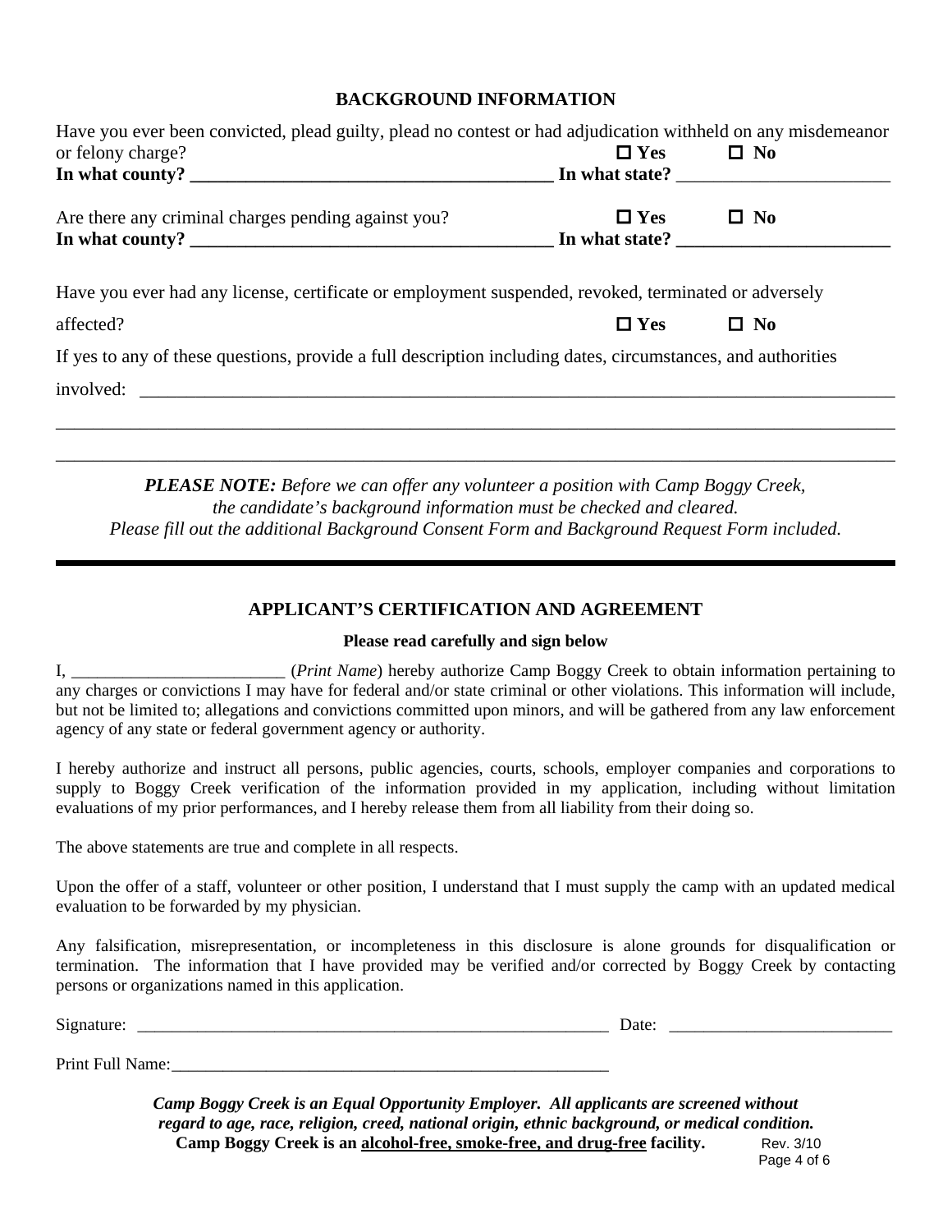## BACKGROUND INFORMATION

Have you ever been convicted, plead guilty, plead no contest or had adjudication withheld on any misdemeanor or felony charge? ☐ **Yes** ☐ **No**

**In what county?** ________________________________________ **In what state?** ________________________

Are there any criminal charges pending against you? ☐ **Yes** ☐ **No**

**In what county?** ________________________________________ **In what state?** ________________________

Have you ever had any license, certificate or employment suspended, revoked, terminated or adversely affected? ☐ **Yes** ☐ **No**

If yes to any of these questions, provide a full description including dates, circumstances, and authorities involved: ________________________________________________________________________________

________________________________________________________________________________________________

________________________________________________________________________________________________

***PLEASE NOTE:*** *Before we can offer any volunteer a position with Camp Boggy Creek, the candidate's background information must be checked and cleared. Please fill out the additional Background Consent Form and Background Request Form included.*

## APPLICANT'S CERTIFICATION AND AGREEMENT

**Please read carefully and sign below**

I, _________________________ (*Print Name*) hereby authorize Camp Boggy Creek to obtain information pertaining to any charges or convictions I may have for federal and/or state criminal or other violations. This information will include, but not be limited to; allegations and convictions committed upon minors, and will be gathered from any law enforcement agency of any state or federal government agency or authority.

I hereby authorize and instruct all persons, public agencies, courts, schools, employer companies and corporations to supply to Boggy Creek verification of the information provided in my application, including without limitation evaluations of my prior performances, and I hereby release them from all liability from their doing so.

The above statements are true and complete in all respects.

Upon the offer of a staff, volunteer or other position, I understand that I must supply the camp with an updated medical evaluation to be forwarded by my physician.

Any falsification, misrepresentation, or incompleteness in this disclosure is alone grounds for disqualification or termination. The information that I have provided may be verified and/or corrected by Boggy Creek by contacting persons or organizations named in this application.

Signature: _________________________________________________________ Date: __________________________

Print Full Name:_____________________________________________________

***Camp Boggy Creek is an Equal Opportunity Employer. All applicants are screened without regard to age, race, religion, creed, national origin, ethnic background, or medical condition.***

**Camp Boggy Creek is an <u>alcohol-free, smoke-free, and drug-free</u> facility.**

Rev. 3/10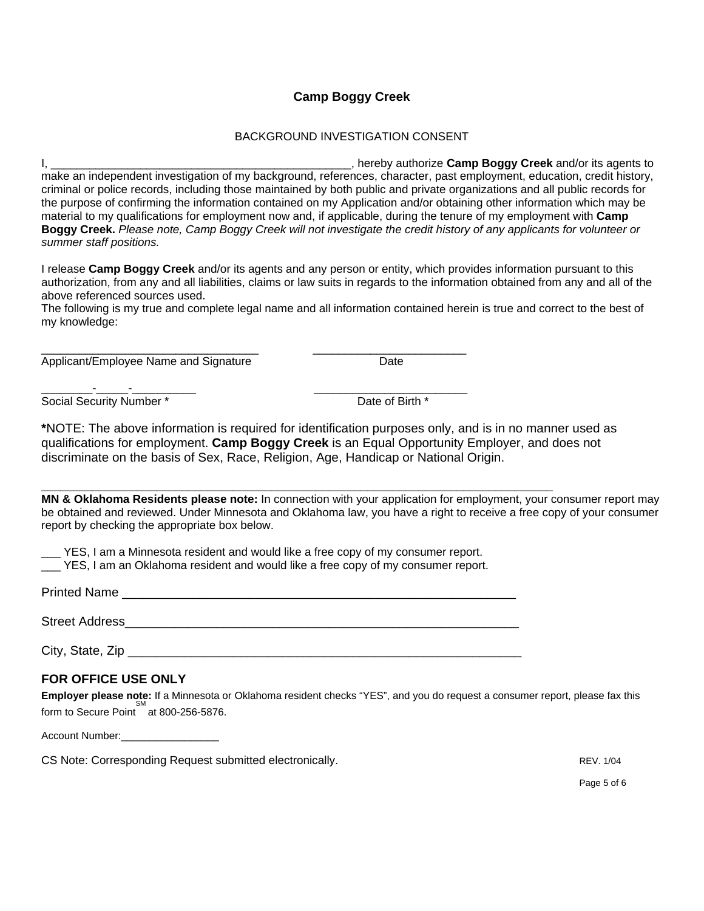# Camp Boggy Creek

## BACKGROUND INVESTIGATION CONSENT

I, _______________________________________________, hereby authorize **Camp Boggy Creek** and/or its agents to make an independent investigation of my background, references, character, past employment, education, credit history, criminal or police records, including those maintained by both public and private organizations and all public records for the purpose of confirming the information contained on my Application and/or obtaining other information which may be material to my qualifications for employment now and, if applicable, during the tenure of my employment with **Camp Boggy Creek.** *Please note, Camp Boggy Creek will not investigate the credit history of any applicants for volunteer or summer staff positions.*

I release **Camp Boggy Creek** and/or its agents and any person or entity, which provides information pursuant to this authorization, from any and all liabilities, claims or law suits in regards to the information obtained from any and all of the above referenced sources used.

The following is my true and complete legal name and all information contained herein is true and correct to the best of my knowledge:

__________________________________ Applicant/Employee Name and Signature

________________________ Date

________-_____-__________ Social Security Number *

________________________ Date of Birth *

***NOTE:** The above information is required for identification purposes only, and is in no manner used as qualifications for employment. **Camp Boggy Creek** is an Equal Opportunity Employer, and does not discriminate on the basis of Sex, Race, Religion, Age, Handicap or National Origin.

---

**MN & Oklahoma Residents please note:** In connection with your application for employment, your consumer report may be obtained and reviewed. Under Minnesota and Oklahoma law, you have a right to receive a free copy of your consumer report by checking the appropriate box below.

___ YES, I am a Minnesota resident and would like a free copy of my consumer report.
___ YES, I am an Oklahoma resident and would like a free copy of my consumer report.

Printed Name ________________________________________________________

Street Address________________________________________________________

City, State, Zip ________________________________________________________

## FOR OFFICE USE ONLY

**Employer please note:** If a Minnesota or Oklahoma resident checks "YES", and you do request a consumer report, please fax this form to Secure Point[SM] at 800-256-5876.

Account Number:_________________

CS Note: Corresponding Request submitted electronically.

REV. 1/04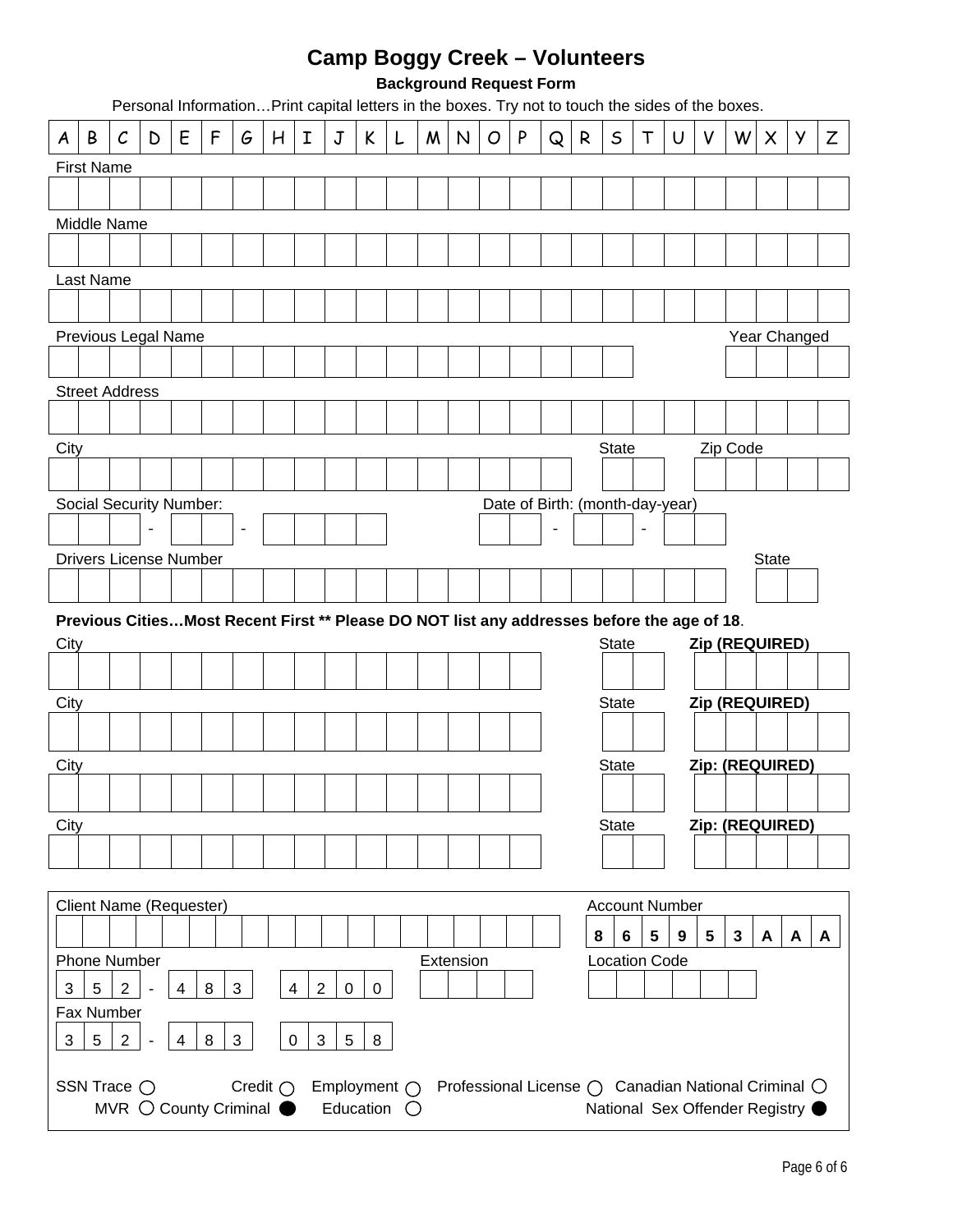# Camp Boggy Creek – Volunteers

**Background Request Form**

Personal Information…Print capital letters in the boxes. Try not to touch the sides of the boxes.

| A | B | C | D | E | F | G | H | I | J | K | L | M | N | O | P | Q | R | S | T | U | V | W | X | Y | Z |
|---|---|---|---|---|---|---|---|---|---|---|---|---|---|---|---|---|---|---|---|---|---|---|---|---|---|

First Name

Middle Name

Last Name

Previous Legal Name — Year Changed

Street Address

City — State — Zip Code

Social Security Number: ___ - __ - ____

Date of Birth: (month-day-year) __ - __ - __

Drivers License Number — State

**Previous Cities…Most Recent First ** Please DO NOT list any addresses before the age of 18**.

City — State — **Zip (REQUIRED)**

City — State — **Zip (REQUIRED)**

City — State — **Zip: (REQUIRED)**

City — State — **Zip: (REQUIRED)**

---

Client Name (Requester)

Account Number: 8 6 5 9 5 3 A A A

Phone Number: 3 5 2 - 4 8 3 4 2 0 0

Extension

Location Code

Fax Number: 3 5 2 - 4 8 3 0 3 5 8

- ○ SSN Trace
- ○ Credit
- ○ Employment
- ○ Professional License
- ○ Canadian National Criminal
- ○ MVR
- ● County Criminal
- ○ Education
- ● National Sex Offender Registry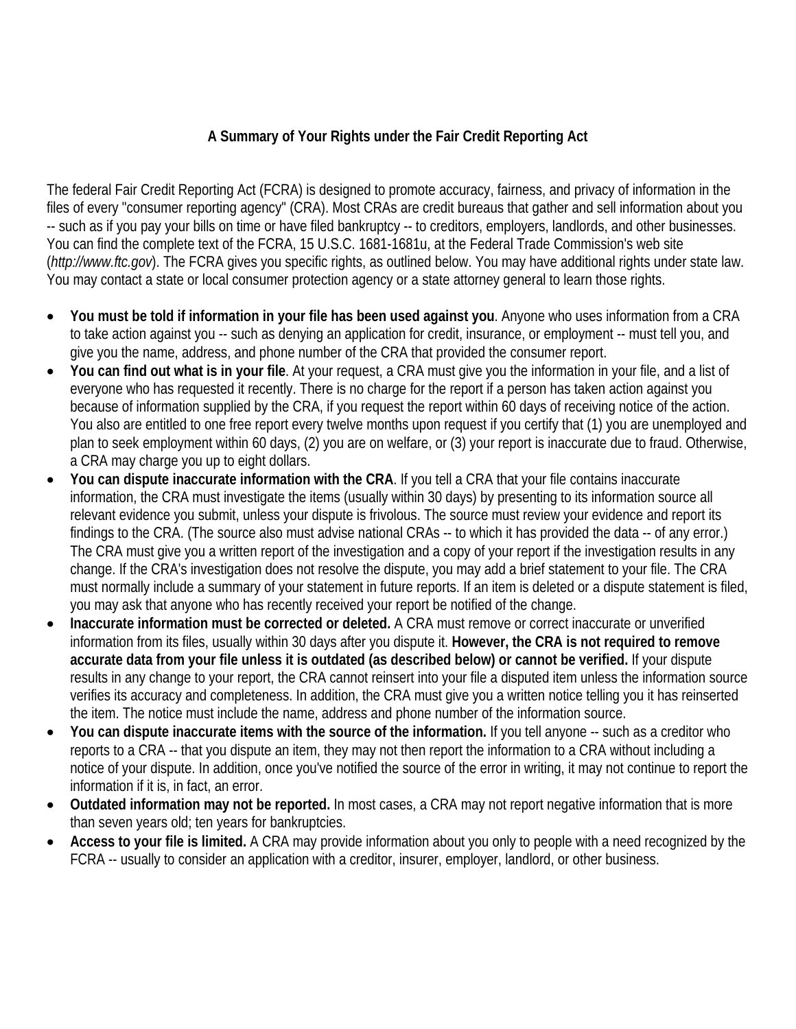**A Summary of Your Rights under the Fair Credit Reporting Act**

The federal Fair Credit Reporting Act (FCRA) is designed to promote accuracy, fairness, and privacy of information in the files of every "consumer reporting agency" (CRA). Most CRAs are credit bureaus that gather and sell information about you -- such as if you pay your bills on time or have filed bankruptcy -- to creditors, employers, landlords, and other businesses. You can find the complete text of the FCRA, 15 U.S.C. 1681-1681u, at the Federal Trade Commission's web site (*http://www.ftc.gov*). The FCRA gives you specific rights, as outlined below. You may have additional rights under state law. You may contact a state or local consumer protection agency or a state attorney general to learn those rights.

- **You must be told if information in your file has been used against you**. Anyone who uses information from a CRA to take action against you -- such as denying an application for credit, insurance, or employment -- must tell you, and give you the name, address, and phone number of the CRA that provided the consumer report.
- **You can find out what is in your file**. At your request, a CRA must give you the information in your file, and a list of everyone who has requested it recently. There is no charge for the report if a person has taken action against you because of information supplied by the CRA, if you request the report within 60 days of receiving notice of the action. You also are entitled to one free report every twelve months upon request if you certify that (1) you are unemployed and plan to seek employment within 60 days, (2) you are on welfare, or (3) your report is inaccurate due to fraud. Otherwise, a CRA may charge you up to eight dollars.
- **You can dispute inaccurate information with the CRA**. If you tell a CRA that your file contains inaccurate information, the CRA must investigate the items (usually within 30 days) by presenting to its information source all relevant evidence you submit, unless your dispute is frivolous. The source must review your evidence and report its findings to the CRA. (The source also must advise national CRAs -- to which it has provided the data -- of any error.) The CRA must give you a written report of the investigation and a copy of your report if the investigation results in any change. If the CRA's investigation does not resolve the dispute, you may add a brief statement to your file. The CRA must normally include a summary of your statement in future reports. If an item is deleted or a dispute statement is filed, you may ask that anyone who has recently received your report be notified of the change.
- **Inaccurate information must be corrected or deleted.** A CRA must remove or correct inaccurate or unverified information from its files, usually within 30 days after you dispute it. **However, the CRA is not required to remove accurate data from your file unless it is outdated (as described below) or cannot be verified.** If your dispute results in any change to your report, the CRA cannot reinsert into your file a disputed item unless the information source verifies its accuracy and completeness. In addition, the CRA must give you a written notice telling you it has reinserted the item. The notice must include the name, address and phone number of the information source.
- **You can dispute inaccurate items with the source of the information.** If you tell anyone -- such as a creditor who reports to a CRA -- that you dispute an item, they may not then report the information to a CRA without including a notice of your dispute. In addition, once you've notified the source of the error in writing, it may not continue to report the information if it is, in fact, an error.
- **Outdated information may not be reported.** In most cases, a CRA may not report negative information that is more than seven years old; ten years for bankruptcies.
- **Access to your file is limited.** A CRA may provide information about you only to people with a need recognized by the FCRA -- usually to consider an application with a creditor, insurer, employer, landlord, or other business.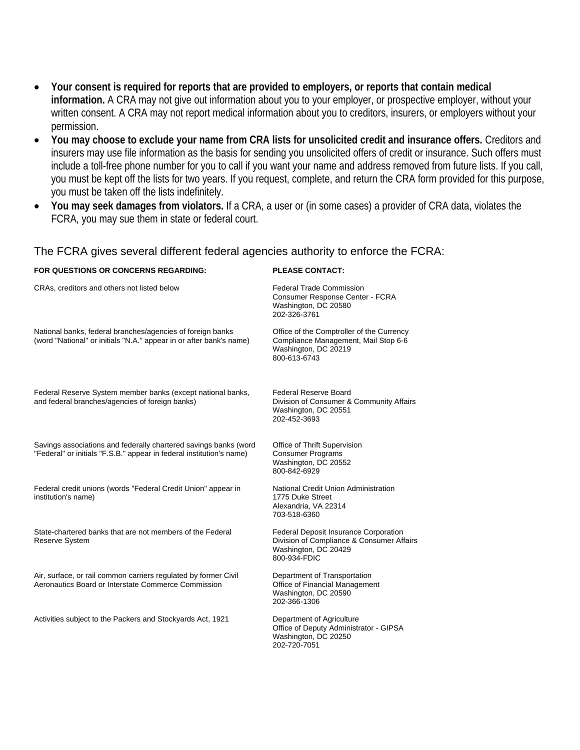- **Your consent is required for reports that are provided to employers, or reports that contain medical information.** A CRA may not give out information about you to your employer, or prospective employer, without your written consent. A CRA may not report medical information about you to creditors, insurers, or employers without your permission.
- **You may choose to exclude your name from CRA lists for unsolicited credit and insurance offers.** Creditors and insurers may use file information as the basis for sending you unsolicited offers of credit or insurance. Such offers must include a toll-free phone number for you to call if you want your name and address removed from future lists. If you call, you must be kept off the lists for two years. If you request, complete, and return the CRA form provided for this purpose, you must be taken off the lists indefinitely.
- **You may seek damages from violators.** If a CRA, a user or (in some cases) a provider of CRA data, violates the FCRA, you may sue them in state or federal court.

The FCRA gives several different federal agencies authority to enforce the FCRA:

| FOR QUESTIONS OR CONCERNS REGARDING: | PLEASE CONTACT: |
|---|---|
| CRAs, creditors and others not listed below | Federal Trade Commission<br>Consumer Response Center - FCRA<br>Washington, DC 20580<br>202-326-3761 |
| National banks, federal branches/agencies of foreign banks (word "National" or initials "N.A." appear in or after bank's name) | Office of the Comptroller of the Currency<br>Compliance Management, Mail Stop 6-6<br>Washington, DC 20219<br>800-613-6743 |
| Federal Reserve System member banks (except national banks, and federal branches/agencies of foreign banks) | Federal Reserve Board<br>Division of Consumer & Community Affairs<br>Washington, DC 20551<br>202-452-3693 |
| Savings associations and federally chartered savings banks (word "Federal" or initials "F.S.B." appear in federal institution's name) | Office of Thrift Supervision<br>Consumer Programs<br>Washington, DC 20552<br>800-842-6929 |
| Federal credit unions (words "Federal Credit Union" appear in institution's name) | National Credit Union Administration<br>1775 Duke Street<br>Alexandria, VA 22314<br>703-518-6360 |
| State-chartered banks that are not members of the Federal Reserve System | Federal Deposit Insurance Corporation<br>Division of Compliance & Consumer Affairs<br>Washington, DC 20429<br>800-934-FDIC |
| Air, surface, or rail common carriers regulated by former Civil Aeronautics Board or Interstate Commerce Commission | Department of Transportation<br>Office of Financial Management<br>Washington, DC 20590<br>202-366-1306 |
| Activities subject to the Packers and Stockyards Act, 1921 | Department of Agriculture<br>Office of Deputy Administrator - GIPSA<br>Washington, DC 20250<br>202-720-7051 |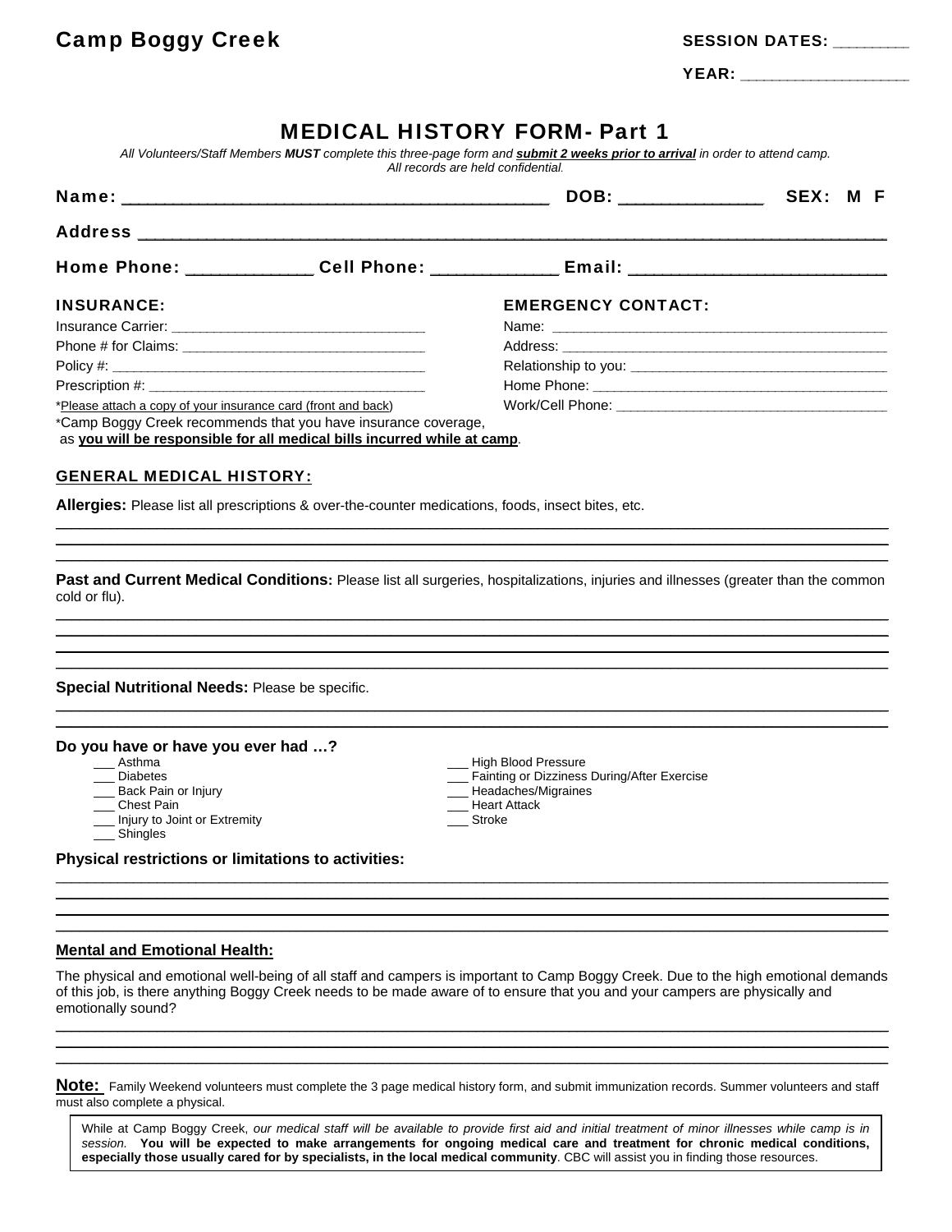**Camp Boggy Creek**

**SESSION DATES:** ________

**YEAR:** ___________________

# MEDICAL HISTORY FORM- Part 1

*All Volunteers/Staff Members **MUST** complete this three-page form and **submit 2 weeks prior to arrival** in order to attend camp. All records are held confidential.*

**Name:** ________________________________________ **DOB:** ______________ **SEX: M F**

**Address** ______________________________________________________________________

**Home Phone:** ____________ **Cell Phone:** ____________ **Email:** _________________________

**INSURANCE:**

Insurance Carrier: ________________________________

Phone # for Claims: _______________________________

Policy #: ________________________________________

Prescription #: ___________________________________

*Please attach a copy of your insurance card (front and back)

*Camp Boggy Creek recommends that you have insurance coverage, as **you will be responsible for all medical bills incurred while at camp**.

**EMERGENCY CONTACT:**

Name: ___________________________________________

Address: _________________________________________

Relationship to you: ______________________________

Home Phone: _____________________________________

Work/Cell Phone: _________________________________

## GENERAL MEDICAL HISTORY:

**Allergies:** Please list all prescriptions & over-the-counter medications, foods, insect bites, etc.

______________________________________________________________________

______________________________________________________________________

______________________________________________________________________

**Past and Current Medical Conditions:** Please list all surgeries, hospitalizations, injuries and illnesses (greater than the common cold or flu).

______________________________________________________________________

______________________________________________________________________

______________________________________________________________________

______________________________________________________________________

**Special Nutritional Needs:** Please be specific.

______________________________________________________________________

______________________________________________________________________

**Do you have or have you ever had …?**

- ___ Asthma
- ___ Diabetes
- ___ Back Pain or Injury
- ___ Chest Pain
- ___ Injury to Joint or Extremity
- ___ Shingles
- ___ High Blood Pressure
- ___ Fainting or Dizziness During/After Exercise
- ___ Headaches/Migraines
- ___ Heart Attack
- ___ Stroke

**Physical restrictions or limitations to activities:**

______________________________________________________________________

______________________________________________________________________

______________________________________________________________________

______________________________________________________________________

## Mental and Emotional Health:

The physical and emotional well-being of all staff and campers is important to Camp Boggy Creek. Due to the high emotional demands of this job, is there anything Boggy Creek needs to be made aware of to ensure that you and your campers are physically and emotionally sound?

______________________________________________________________________

______________________________________________________________________

______________________________________________________________________

**Note:** Family Weekend volunteers must complete the 3 page medical history form, and submit immunization records. Summer volunteers and staff must also complete a physical.

While at Camp Boggy Creek, *our medical staff will be available to provide first aid and initial treatment of minor illnesses while camp is in session.* **You will be expected to make arrangements for ongoing medical care and treatment for chronic medical conditions, especially those usually cared for by specialists, in the local medical community**. CBC will assist you in finding those resources.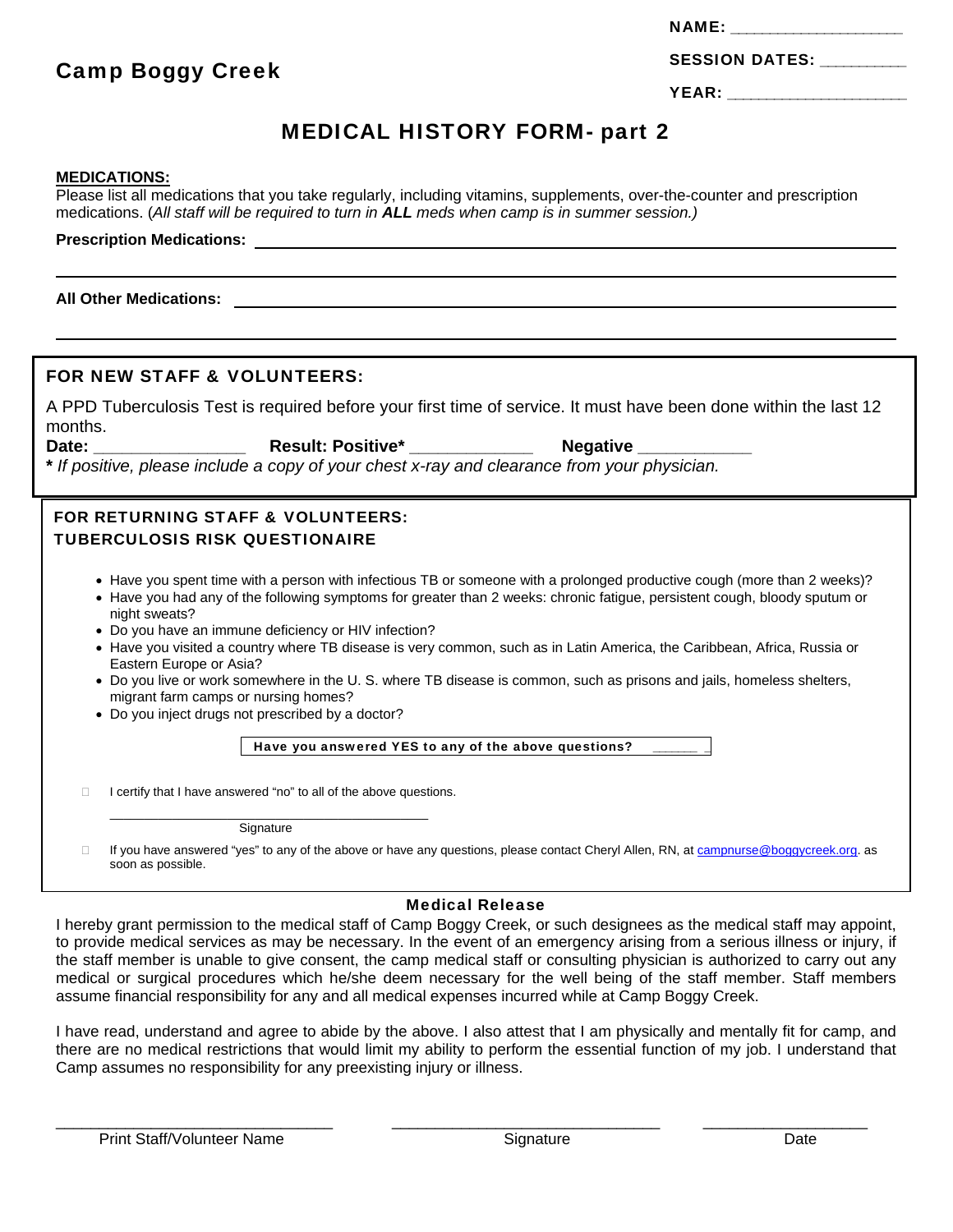**NAME:** ___________________

**Camp Boggy Creek**

**SESSION DATES:** _________

**YEAR:** ____________________

# MEDICAL HISTORY FORM- part 2

**MEDICATIONS:**

Please list all medications that you take regularly, including vitamins, supplements, over-the-counter and prescription medications. (*All staff will be required to turn in **ALL** meds when camp is in summer session.)*

**Prescription Medications:** ____________________________________________

____________________________________________

**All Other Medications:** ____________________________________________

____________________________________________

## FOR NEW STAFF & VOLUNTEERS:

A PPD Tuberculosis Test is required before your first time of service. It must have been done within the last 12 months.

**Date:** ________________ **Result: Positive*** _____________ **Negative** ____________

***** *If positive, please include a copy of your chest x-ray and clearance from your physician.*

## FOR RETURNING STAFF & VOLUNTEERS:
## TUBERCULOSIS RISK QUESTIONAIRE

- Have you spent time with a person with infectious TB or someone with a prolonged productive cough (more than 2 weeks)?
- Have you had any of the following symptoms for greater than 2 weeks: chronic fatigue, persistent cough, bloody sputum or night sweats?
- Do you have an immune deficiency or HIV infection?
- Have you visited a country where TB disease is very common, such as in Latin America, the Caribbean, Africa, Russia or Eastern Europe or Asia?
- Do you live or work somewhere in the U. S. where TB disease is common, such as prisons and jails, homeless shelters, migrant farm camps or nursing homes?
- Do you inject drugs not prescribed by a doctor?

**Have you answered YES to any of the above questions?** ______

- [ ] I certify that I have answered "no" to all of the above questions.

_________________________________________
Signature

- [ ] If you have answered "yes" to any of the above or have any questions, please contact Cheryl Allen, RN, at campnurse@boggycreek.org. as soon as possible.

### Medical Release

I hereby grant permission to the medical staff of Camp Boggy Creek, or such designees as the medical staff may appoint, to provide medical services as may be necessary. In the event of an emergency arising from a serious illness or injury, if the staff member is unable to give consent, the camp medical staff or consulting physician is authorized to carry out any medical or surgical procedures which he/she deem necessary for the well being of the staff member. Staff members assume financial responsibility for any and all medical expenses incurred while at Camp Boggy Creek.

I have read, understand and agree to abide by the above. I also attest that I am physically and mentally fit for camp, and there are no medical restrictions that would limit my ability to perform the essential function of my job. I understand that Camp assumes no responsibility for any preexisting injury or illness.

________________________________ ________________________________ ___________________

Print Staff/Volunteer Name Signature Date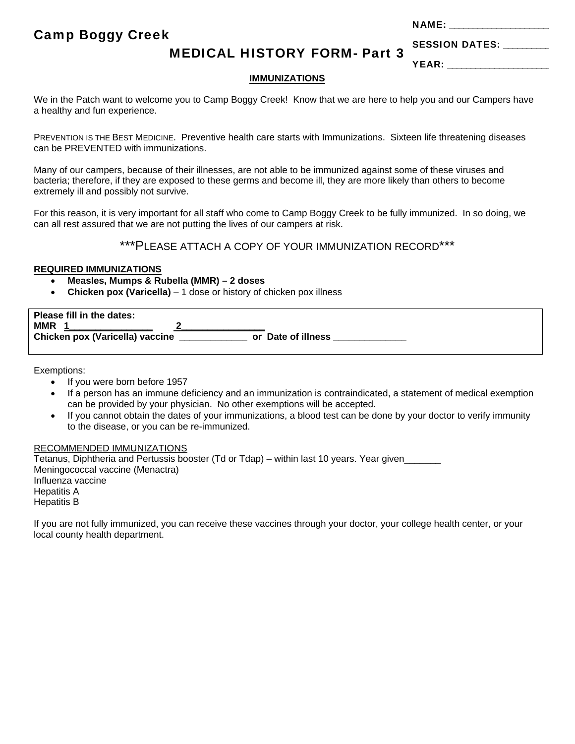NAME: ___________________

# Camp Boggy Creek

SESSION DATES: _________

## MEDICAL HISTORY FORM- Part 3

YEAR: ___________________

**IMMUNIZATIONS**

We in the Patch want to welcome you to Camp Boggy Creek! Know that we are here to help you and our Campers have a healthy and fun experience.

PREVENTION IS THE BEST MEDICINE. Preventive health care starts with Immunizations. Sixteen life threatening diseases can be PREVENTED with immunizations.

Many of our campers, because of their illnesses, are not able to be immunized against some of these viruses and bacteria; therefore, if they are exposed to these germs and become ill, they are more likely than others to become extremely ill and possibly not survive.

For this reason, it is very important for all staff who come to Camp Boggy Creek to be fully immunized. In so doing, we can all rest assured that we are not putting the lives of our campers at risk.

***PLEASE ATTACH A COPY OF YOUR IMMUNIZATION RECORD***

**REQUIRED IMMUNIZATIONS**

- **Measles, Mumps & Rubella (MMR) – 2 doses**
- **Chicken pox (Varicella)** – 1 dose or history of chicken pox illness

**Please fill in the dates:**
**MMR 1________________ 2________________**
**Chicken pox (Varicella) vaccine _____________ or Date of illness ______________**

Exemptions:

- If you were born before 1957
- If a person has an immune deficiency and an immunization is contraindicated, a statement of medical exemption can be provided by your physician. No other exemptions will be accepted.
- If you cannot obtain the dates of your immunizations, a blood test can be done by your doctor to verify immunity to the disease, or you can be re-immunized.

RECOMMENDED IMMUNIZATIONS
Tetanus, Diphtheria and Pertussis booster (Td or Tdap) – within last 10 years. Year given_______
Meningococcal vaccine (Menactra)
Influenza vaccine
Hepatitis A
Hepatitis B

If you are not fully immunized, you can receive these vaccines through your doctor, your college health center, or your local county health department.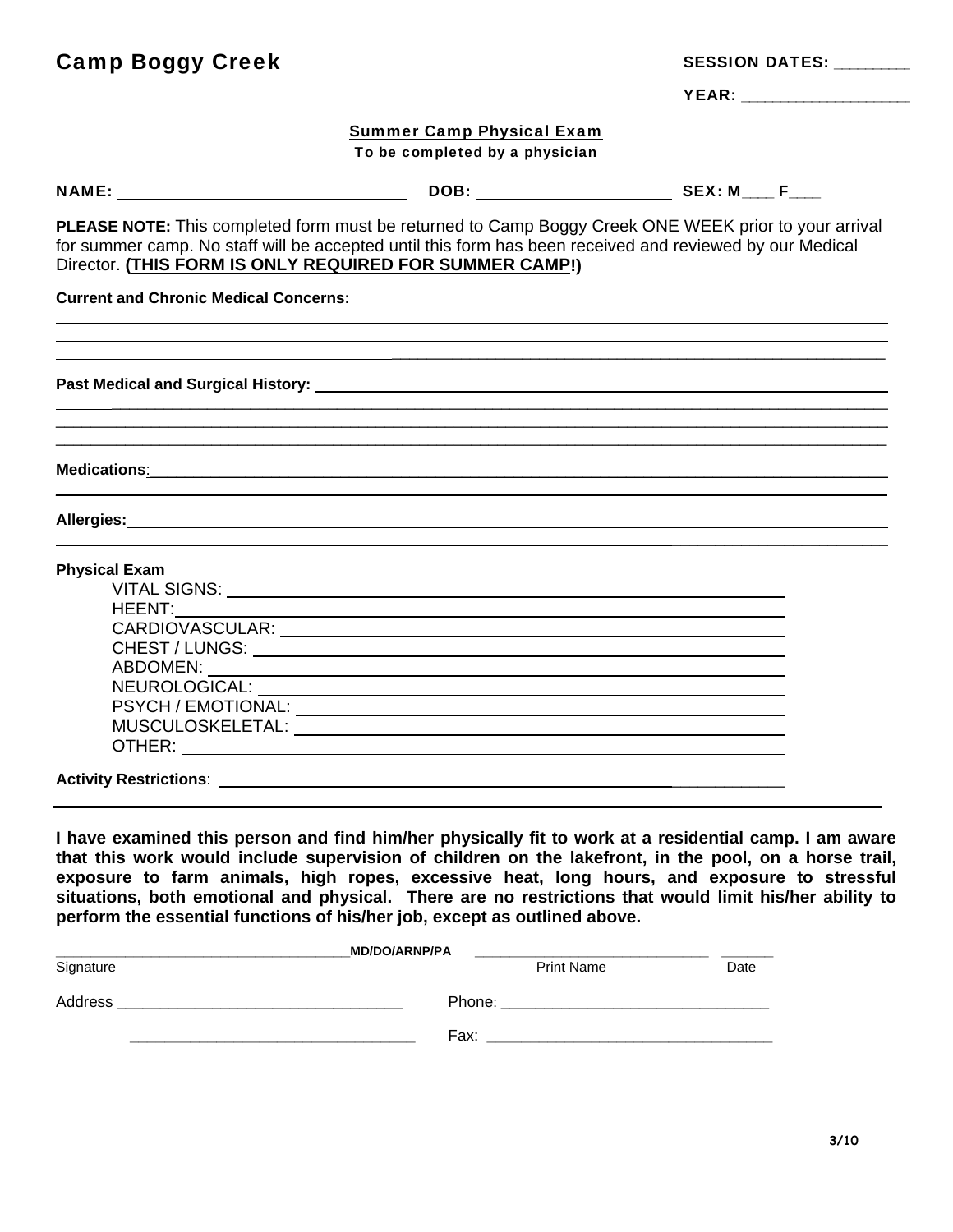**Camp Boggy Creek**

**SESSION DATES:** ________

**YEAR:** ____________________

## Summer Camp Physical Exam

**To be completed by a physician**

**NAME:** ______________________________ **DOB:** ______________________ **SEX: M**___ **F**___

**PLEASE NOTE:** This completed form must be returned to Camp Boggy Creek ONE WEEK prior to your arrival for summer camp. No staff will be accepted until this form has been received and reviewed by our Medical Director. **(THIS FORM IS ONLY REQUIRED FOR SUMMER CAMP!)**

**Current and Chronic Medical Concerns:** ____________________________________________________________

____________________________________________________________

____________________________________________________________

____________________________________________________________

**Past Medical and Surgical History:** ____________________________________________________________

____________________________________________________________

____________________________________________________________

____________________________________________________________

**Medications**: ____________________________________________________________

____________________________________________________________

**Allergies:** ____________________________________________________________

____________________________________________________________

**Physical Exam**

- VITAL SIGNS: ______________________________________________
- HEENT: ______________________________________________
- CARDIOVASCULAR: ______________________________________________
- CHEST / LUNGS: ______________________________________________
- ABDOMEN: ______________________________________________
- NEUROLOGICAL: ______________________________________________
- PSYCH / EMOTIONAL: ______________________________________________
- MUSCULOSKELETAL: ______________________________________________
- OTHER: ______________________________________________

**Activity Restrictions**: ______________________________________________

---

**I have examined this person and find him/her physically fit to work at a residential camp. I am aware that this work would include supervision of children on the lakefront, in the pool, on a horse trail, exposure to farm animals, high ropes, excessive heat, long hours, and exposure to stressful situations, both emotional and physical. There are no restrictions that would limit his/her ability to perform the essential functions of his/her job, except as outlined above.**

____________________________________**MD/DO/ARNP/PA** ____________________________ ______

Signature Print Name Date

Address __________________________________ Phone: ________________________________

__________________________________ Fax: __________________________________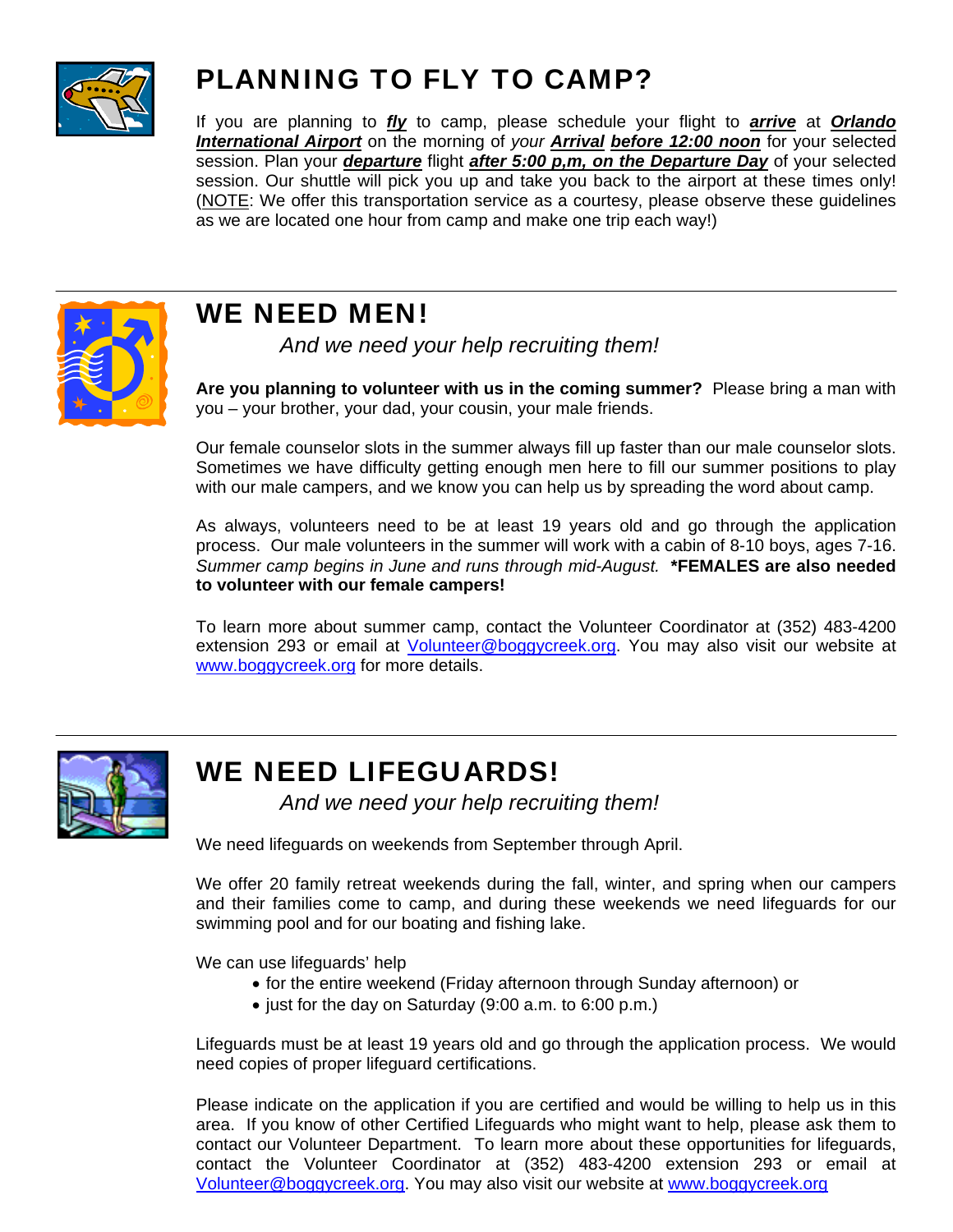## PLANNING TO FLY TO CAMP?

If you are planning to ***fly*** to camp, please schedule your flight to ***arrive*** at ***Orlando International Airport*** on the morning of *your* ***Arrival before 12:00 noon*** for your selected session. Plan your ***departure*** flight ***after 5:00 p,m, on the Departure Day*** of your selected session. Our shuttle will pick you up and take you back to the airport at these times only! (NOTE: We offer this transportation service as a courtesy, please observe these guidelines as we are located one hour from camp and make one trip each way!)

---

## WE NEED MEN!

*And we need your help recruiting them!*

**Are you planning to volunteer with us in the coming summer?** Please bring a man with you – your brother, your dad, your cousin, your male friends.

Our female counselor slots in the summer always fill up faster than our male counselor slots. Sometimes we have difficulty getting enough men here to fill our summer positions to play with our male campers, and we know you can help us by spreading the word about camp.

As always, volunteers need to be at least 19 years old and go through the application process. Our male volunteers in the summer will work with a cabin of 8-10 boys, ages 7-16. *Summer camp begins in June and runs through mid-August.* **\*FEMALES are also needed to volunteer with our female campers!**

To learn more about summer camp, contact the Volunteer Coordinator at (352) 483-4200 extension 293 or email at Volunteer@boggycreek.org. You may also visit our website at www.boggycreek.org for more details.

---

## WE NEED LIFEGUARDS!

*And we need your help recruiting them!*

We need lifeguards on weekends from September through April.

We offer 20 family retreat weekends during the fall, winter, and spring when our campers and their families come to camp, and during these weekends we need lifeguards for our swimming pool and for our boating and fishing lake.

We can use lifeguards' help

- for the entire weekend (Friday afternoon through Sunday afternoon) or
- just for the day on Saturday (9:00 a.m. to 6:00 p.m.)

Lifeguards must be at least 19 years old and go through the application process. We would need copies of proper lifeguard certifications.

Please indicate on the application if you are certified and would be willing to help us in this area. If you know of other Certified Lifeguards who might want to help, please ask them to contact our Volunteer Department. To learn more about these opportunities for lifeguards, contact the Volunteer Coordinator at (352) 483-4200 extension 293 or email at Volunteer@boggycreek.org. You may also visit our website at www.boggycreek.org